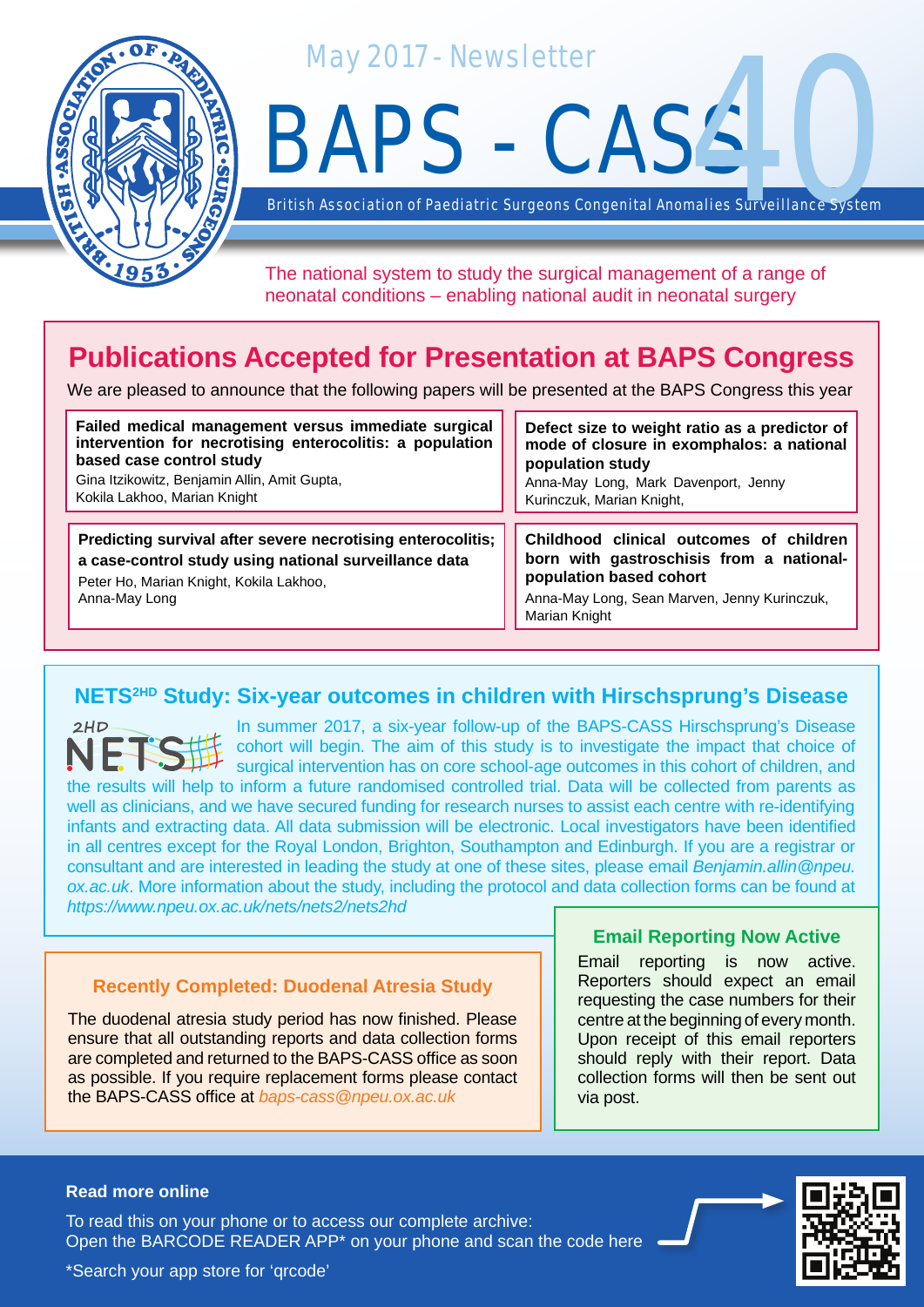May 2017 - Newsletter

# BAPS - CASS 40

British Association of Paediatric Surgeons Congenital Anomalies Surveillance System

The national system to study the surgical management of a range of neonatal conditions – enabling national audit in neonatal surgery

## Publications Accepted for Presentation at BAPS Congress

We are pleased to announce that the following papers will be presented at the BAPS Congress this year

**Failed medical management versus immediate surgical intervention for necrotising enterocolitis: a population based case control study**
Gina Itzikowitz, Benjamin Allin, Amit Gupta, Kokila Lakhoo, Marian Knight

**Defect size to weight ratio as a predictor of mode of closure in exomphalos: a national population study**
Anna-May Long, Mark Davenport, Jenny Kurinczuk, Marian Knight,

**Predicting survival after severe necrotising enterocolitis; a case-control study using national surveillance data**
Peter Ho, Marian Knight, Kokila Lakhoo, Anna-May Long

**Childhood clinical outcomes of children born with gastroschisis from a national-population based cohort**
Anna-May Long, Sean Marven, Jenny Kurinczuk, Marian Knight

## NETS$^{2HD}$ Study: Six-year outcomes in children with Hirschsprung's Disease

In summer 2017, a six-year follow-up of the BAPS-CASS Hirschsprung's Disease cohort will begin. The aim of this study is to investigate the impact that choice of surgical intervention has on core school-age outcomes in this cohort of children, and the results will help to inform a future randomised controlled trial. Data will be collected from parents as well as clinicians, and we have secured funding for research nurses to assist each centre with re-identifying infants and extracting data. All data submission will be electronic. Local investigators have been identified in all centres except for the Royal London, Brighton, Southampton and Edinburgh. If you are a registrar or consultant and are interested in leading the study at one of these sites, please email *Benjamin.allin@npeu.ox.ac.uk*. More information about the study, including the protocol and data collection forms can be found at *https://www.npeu.ox.ac.uk/nets/nets2/nets2hd*

### Recently Completed: Duodenal Atresia Study

The duodenal atresia study period has now finished. Please ensure that all outstanding reports and data collection forms are completed and returned to the BAPS-CASS office as soon as possible. If you require replacement forms please contact the BAPS-CASS office at *baps-cass@npeu.ox.ac.uk*

### Email Reporting Now Active

Email reporting is now active. Reporters should expect an email requesting the case numbers for their centre at the beginning of every month. Upon receipt of this email reporters should reply with their report. Data collection forms will then be sent out via post.

**Read more online**

To read this on your phone or to access our complete archive:
Open the BARCODE READER APP* on your phone and scan the code here

*Search your app store for 'qrcode'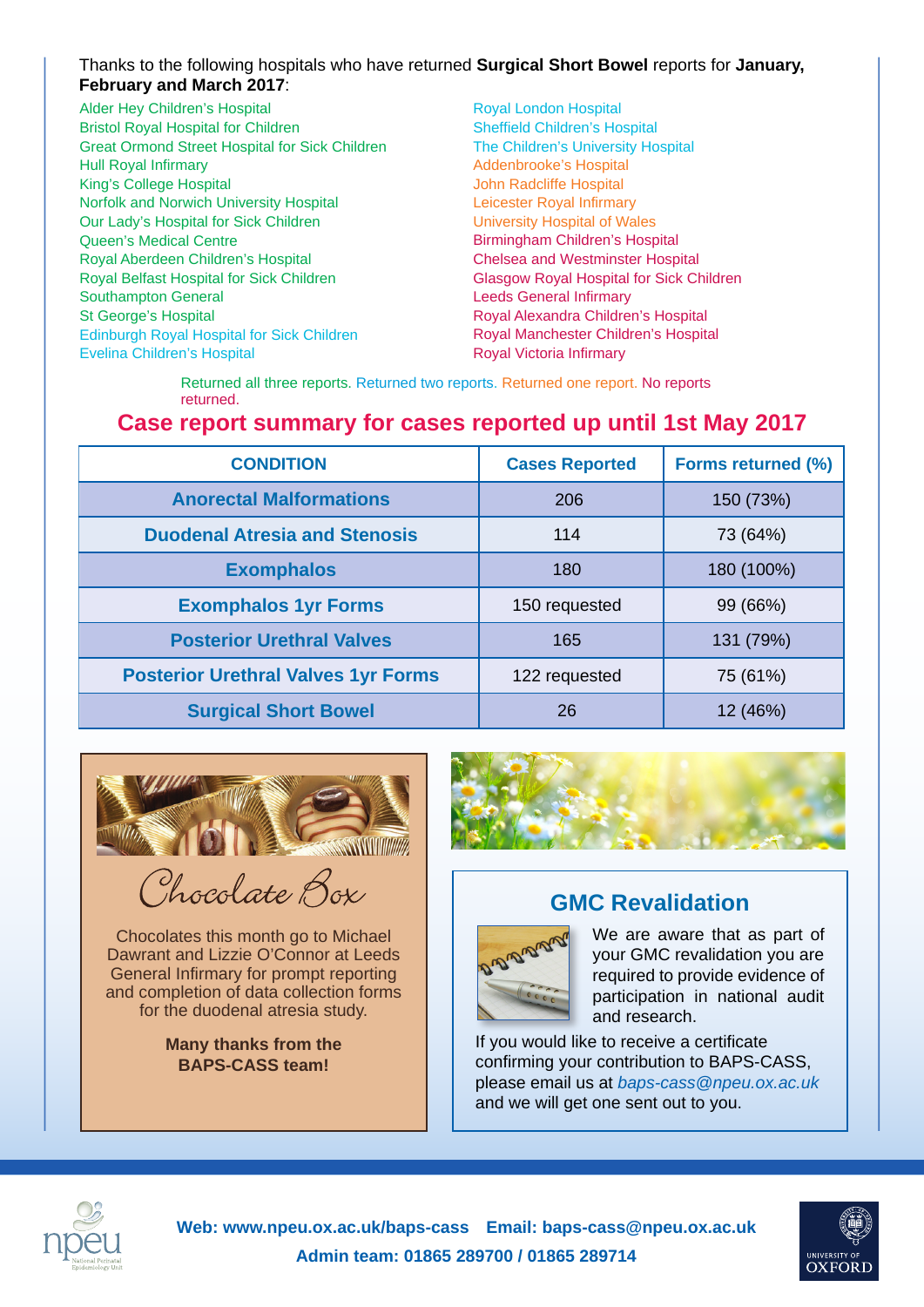Thanks to the following hospitals who have returned **Surgical Short Bowel** reports for **January, February and March 2017**:

Alder Hey Children's Hospital
Bristol Royal Hospital for Children
Great Ormond Street Hospital for Sick Children
Hull Royal Infirmary
King's College Hospital
Norfolk and Norwich University Hospital
Our Lady's Hospital for Sick Children
Queen's Medical Centre
Royal Aberdeen Children's Hospital
Royal Belfast Hospital for Sick Children
Southampton General
St George's Hospital
Edinburgh Royal Hospital for Sick Children
Evelina Children's Hospital
Royal London Hospital
Sheffield Children's Hospital
The Children's University Hospital
Addenbrooke's Hospital
John Radcliffe Hospital
Leicester Royal Infirmary
University Hospital of Wales
Birmingham Children's Hospital
Chelsea and Westminster Hospital
Glasgow Royal Hospital for Sick Children
Leeds General Infirmary
Royal Alexandra Children's Hospital
Royal Manchester Children's Hospital
Royal Victoria Infirmary

Returned all three reports. Returned two reports. Returned one report. No reports returned.

## Case report summary for cases reported up until 1st May 2017

| CONDITION | Cases Reported | Forms returned (%) |
|---|---|---|
| Anorectal Malformations | 206 | 150 (73%) |
| Duodenal Atresia and Stenosis | 114 | 73 (64%) |
| Exomphalos | 180 | 180 (100%) |
| Exomphalos 1yr Forms | 150 requested | 99 (66%) |
| Posterior Urethral Valves | 165 | 131 (79%) |
| Posterior Urethral Valves 1yr Forms | 122 requested | 75 (61%) |
| Surgical Short Bowel | 26 | 12 (46%) |

### Chocolate Box

Chocolates this month go to Michael Dawrant and Lizzie O'Connor at Leeds General Infirmary for prompt reporting and completion of data collection forms for the duodenal atresia study.

**Many thanks from the BAPS-CASS team!**

### GMC Revalidation

We are aware that as part of your GMC revalidation you are required to provide evidence of participation in national audit and research.

If you would like to receive a certificate confirming your contribution to BAPS-CASS, please email us at *baps-cass@npeu.ox.ac.uk* and we will get one sent out to you.

**Web: www.npeu.ox.ac.uk/baps-cass Email: baps-cass@npeu.ox.ac.uk**
**Admin team: 01865 289700 / 01865 289714**